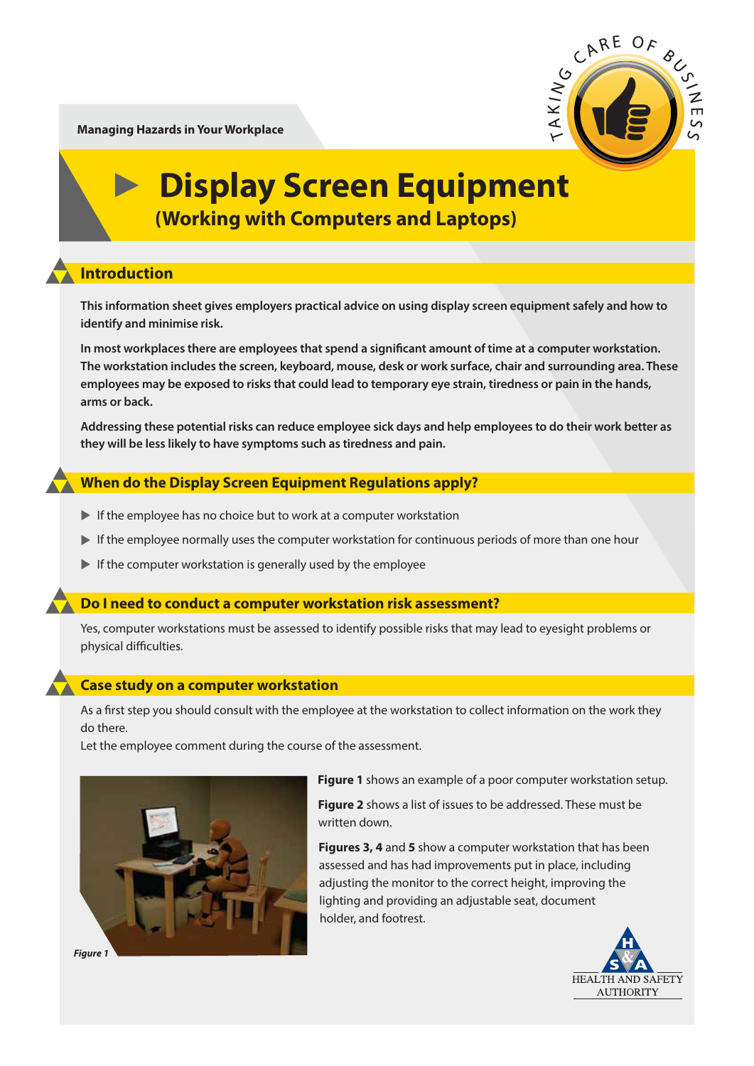Managing Hazards in Your Workplace

# Display Screen Equipment

## (Working with Computers and Laptops)

## Introduction

**This information sheet gives employers practical advice on using display screen equipment safely and how to identify and minimise risk.**

**In most workplaces there are employees that spend a significant amount of time at a computer workstation. The workstation includes the screen, keyboard, mouse, desk or work surface, chair and surrounding area. These employees may be exposed to risks that could lead to temporary eye strain, tiredness or pain in the hands, arms or back.**

**Addressing these potential risks can reduce employee sick days and help employees to do their work better as they will be less likely to have symptoms such as tiredness and pain.**

## When do the Display Screen Equipment Regulations apply?

- If the employee has no choice but to work at a computer workstation
- If the employee normally uses the computer workstation for continuous periods of more than one hour
- If the computer workstation is generally used by the employee

## Do I need to conduct a computer workstation risk assessment?

Yes, computer workstations must be assessed to identify possible risks that may lead to eyesight problems or physical difficulties.

## Case study on a computer workstation

As a first step you should consult with the employee at the workstation to collect information on the work they do there.
Let the employee comment during the course of the assessment.

*Figure 1*

**Figure 1** shows an example of a poor computer workstation setup.

**Figure 2** shows a list of issues to be addressed. These must be written down.

**Figures 3, 4** and **5** show a computer workstation that has been assessed and has had improvements put in place, including adjusting the monitor to the correct height, improving the lighting and providing an adjustable seat, document holder, and footrest.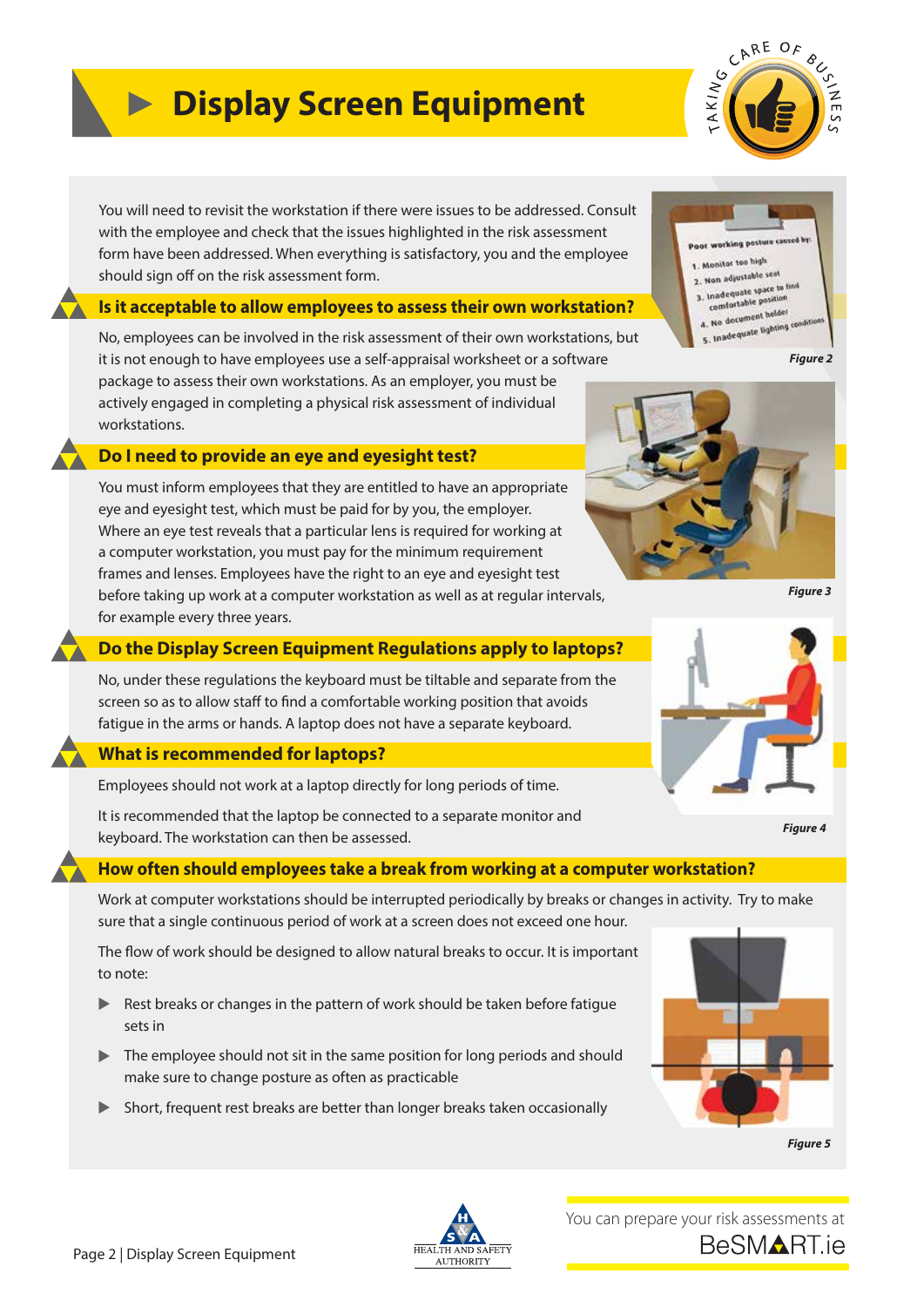# Display Screen Equipment

You will need to revisit the workstation if there were issues to be addressed. Consult with the employee and check that the issues highlighted in the risk assessment form have been addressed. When everything is satisfactory, you and the employee should sign off on the risk assessment form.

### Is it acceptable to allow employees to assess their own workstation?

No, employees can be involved in the risk assessment of their own workstations, but it is not enough to have employees use a self-appraisal worksheet or a software package to assess their own workstations. As an employer, you must be actively engaged in completing a physical risk assessment of individual workstations.

Poor working posture caused by:
1. Monitor too high
2. Non adjustable seat
3. Inadequate space to find comfortable position
4. No document holder
5. Inadequate lighting conditions

*Figure 2*

### Do I need to provide an eye and eyesight test?

You must inform employees that they are entitled to have an appropriate eye and eyesight test, which must be paid for by you, the employer. Where an eye test reveals that a particular lens is required for working at a computer workstation, you must pay for the minimum requirement frames and lenses. Employees have the right to an eye and eyesight test before taking up work at a computer workstation as well as at regular intervals, for example every three years.

*Figure 3*

### Do the Display Screen Equipment Regulations apply to laptops?

No, under these regulations the keyboard must be tiltable and separate from the screen so as to allow staff to find a comfortable working position that avoids fatigue in the arms or hands. A laptop does not have a separate keyboard.

### What is recommended for laptops?

Employees should not work at a laptop directly for long periods of time.

It is recommended that the laptop be connected to a separate monitor and keyboard. The workstation can then be assessed.

*Figure 4*

### How often should employees take a break from working at a computer workstation?

Work at computer workstations should be interrupted periodically by breaks or changes in activity. Try to make sure that a single continuous period of work at a screen does not exceed one hour.

The flow of work should be designed to allow natural breaks to occur. It is important to note:

- Rest breaks or changes in the pattern of work should be taken before fatigue sets in
- The employee should not sit in the same position for long periods and should make sure to change posture as often as practicable
- Short, frequent rest breaks are better than longer breaks taken occasionally

*Figure 5*

You can prepare your risk assessments at BeSMART.ie